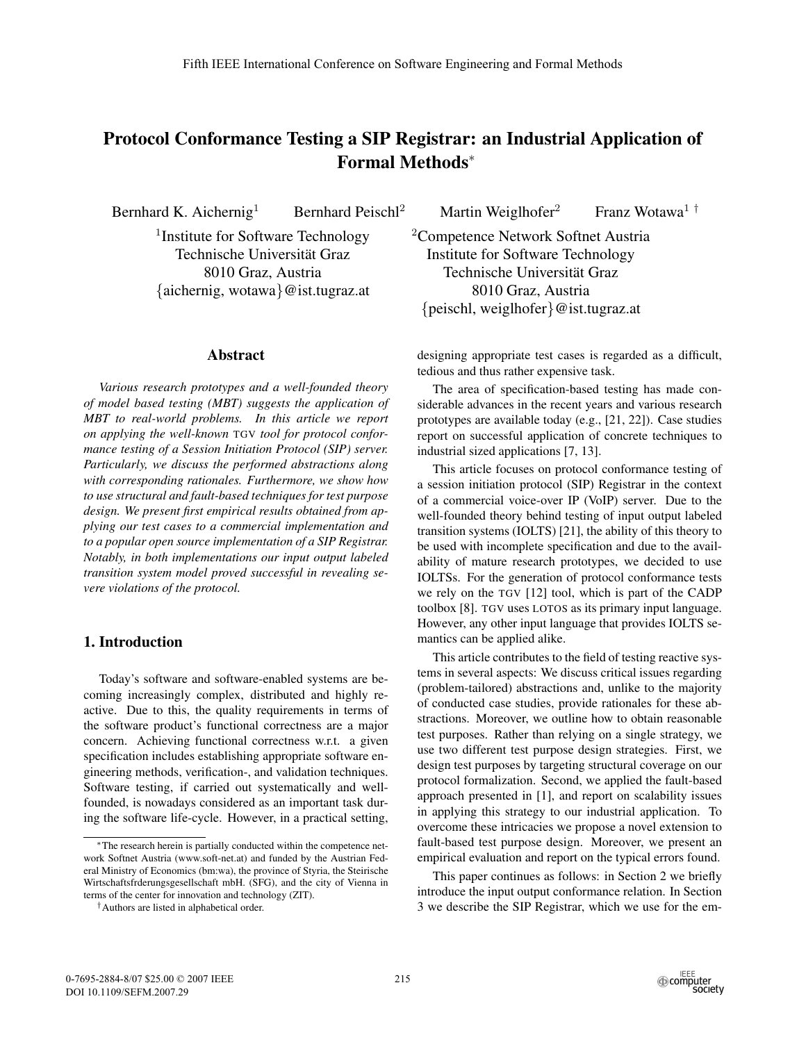# Protocol Conformance Testing a SIP Registrar: an Industrial Application of Formal Methods*

Bernhard K. Aichernig[1] Bernhard Peischl[2] Martin Weiglhofer[2] Franz Wotawa[1 †]

[1]Institute for Software Technology
Technische Universität Graz
8010 Graz, Austria
{aichernig, wotawa}@ist.tugraz.at

[2]Competence Network Softnet Austria
Institute for Software Technology
Technische Universität Graz
8010 Graz, Austria
{peischl, weiglhofer}@ist.tugraz.at

## Abstract

*Various research prototypes and a well-founded theory of model based testing (MBT) suggests the application of MBT to real-world problems. In this article we report on applying the well-known* TGV *tool for protocol conformance testing of a Session Initiation Protocol (SIP) server. Particularly, we discuss the performed abstractions along with corresponding rationales. Furthermore, we show how to use structural and fault-based techniques for test purpose design. We present first empirical results obtained from applying our test cases to a commercial implementation and to a popular open source implementation of a SIP Registrar. Notably, in both implementations our input output labeled transition system model proved successful in revealing severe violations of the protocol.*

## 1. Introduction

Today's software and software-enabled systems are becoming increasingly complex, distributed and highly reactive. Due to this, the quality requirements in terms of the software product's functional correctness are a major concern. Achieving functional correctness w.r.t. a given specification includes establishing appropriate software engineering methods, verification-, and validation techniques. Software testing, if carried out systematically and well-founded, is nowadays considered as an important task during the software life-cycle. However, in a practical setting, designing appropriate test cases is regarded as a difficult, tedious and thus rather expensive task.

The area of specification-based testing has made considerable advances in the recent years and various research prototypes are available today (e.g., [21, 22]). Case studies report on successful application of concrete techniques to industrial sized applications [7, 13].

This article focuses on protocol conformance testing of a session initiation protocol (SIP) Registrar in the context of a commercial voice-over IP (VoIP) server. Due to the well-founded theory behind testing of input output labeled transition systems (IOLTS) [21], the ability of this theory to be used with incomplete specification and due to the availability of mature research prototypes, we decided to use IOLTSs. For the generation of protocol conformance tests we rely on the TGV [12] tool, which is part of the CADP toolbox [8]. TGV uses LOTOS as its primary input language. However, any other input language that provides IOLTS semantics can be applied alike.

This article contributes to the field of testing reactive systems in several aspects: We discuss critical issues regarding (problem-tailored) abstractions and, unlike to the majority of conducted case studies, provide rationales for these abstractions. Moreover, we outline how to obtain reasonable test purposes. Rather than relying on a single strategy, we use two different test purpose design strategies. First, we design test purposes by targeting structural coverage on our protocol formalization. Second, we applied the fault-based approach presented in [1], and report on scalability issues in applying this strategy to our industrial application. To overcome these intricacies we propose a novel extension to fault-based test purpose design. Moreover, we present an empirical evaluation and report on the typical errors found.

This paper continues as follows: in Section 2 we briefly introduce the input output conformance relation. In Section 3 we describe the SIP Registrar, which we use for the em-

*The research herein is partially conducted within the competence network Softnet Austria (www.soft-net.at) and funded by the Austrian Federal Ministry of Economics (bm:wa), the province of Styria, the Steirische Wirtschaftsfrderungsgesellschaft mbH. (SFG), and the city of Vienna in terms of the center for innovation and technology (ZIT).

†Authors are listed in alphabetical order.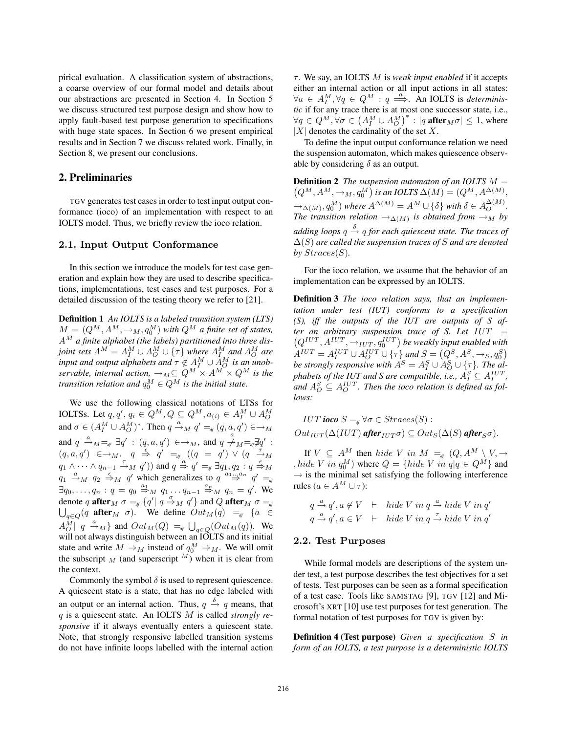pirical evaluation. A classification system of abstractions, a coarse overview of our formal model and details about our abstractions are presented in Section 4. In Section 5 we discuss structured test purpose design and show how to apply fault-based test purpose generation to specifications with huge state spaces. In Section 6 we present empirical results and in Section 7 we discuss related work. Finally, in Section 8, we present our conclusions.

## 2. Preliminaries

TGV generates test cases in order to test input output conformance (ioco) of an implementation with respect to an IOLTS model. Thus, we briefly review the ioco relation.

### 2.1. Input Output Conformance

In this section we introduce the models for test case generation and explain how they are used to describe specifications, implementations, test cases and test purposes. For a detailed discussion of the testing theory we refer to [21].

**Definition 1** *An IOLTS is a labeled transition system (LTS) $M = (Q^M, A^M, \rightarrow_M, q_0^M)$ with $Q^M$ a finite set of states, $A^M$ a finite alphabet (the labels) partitioned into three disjoint sets $A^M = A_I^M \cup A_O^M \cup \{\tau\}$ where $A_I^M$ and $A_O^M$ are input and output alphabets and $\tau \notin A_I^M \cup A_O^M$ is an unobservable, internal action, $\rightarrow_M \subseteq Q^M \times A^M \times Q^M$ is the transition relation and $q_0^M \in Q^M$ is the initial state.*

We use the following classical notations of LTSs for IOLTSs. Let $q, q', q_i \in Q^M, Q \subseteq Q^M, a_{(i)} \in A_I^M \cup A_O^M$ and $\sigma \in (A_I^M \cup A_O^M)^*$. Then $q \xrightarrow{a}_M q' =_{df} (q, a, q') \in \rightarrow_M$ and $q \xrightarrow{a}_M =_{df} \exists q' : (q, a, q') \in \rightarrow_M$, and $q \not\xrightarrow{a}_M =_{df} \nexists q' : (q, a, q') \in \rightarrow_M$. $q \xRightarrow{\epsilon} q' =_{df} ((q = q') \vee (q \xrightarrow{\tau}_M q_1 \wedge \cdots \wedge q_{n-1} \xrightarrow{\tau}_M q'))$ and $q \xRightarrow{a} q' =_{df} \exists q_1, q_2 : q \xRightarrow{\epsilon}_M q_1 \xrightarrow{a}_M q_2 \xRightarrow{\epsilon}_M q'$ which generalizes to $q \xRightarrow{a_1 \dots a_n} q' =_{df} \exists q_0, \dots, q_n : q = q_0 \xRightarrow{a_1}_M q_1 \dots q_{n-1} \xRightarrow{a_n}_M q_n = q'$. We denote $q$ **after**$_M$ $\sigma =_{df} \{q' \mid q \xRightarrow{\sigma}_M q'\}$ and $Q$ **after**$_M$ $\sigma =_{df} \bigcup_{q \in Q}(q$ **after**$_M$ $\sigma)$. We define $Out_M(q) =_{df} \{a \in A_O^M \mid q \xrightarrow{a}_M\}$ and $Out_M(Q) =_{df} \bigcup_{q \in Q}(Out_M(q))$. We will not always distinguish between an IOLTS and its initial state and write $M \Rightarrow_M$ instead of $q_0^M \Rightarrow_M$. We will omit the subscript $_M$ (and superscript $^M$) when it is clear from the context.

Commonly the symbol $\delta$ is used to represent quiescence. A quiescent state is a state, that has no edge labeled with an output or an internal action. Thus, $q \xrightarrow{\delta} q$ means, that $q$ is a quiescent state. An IOLTS $M$ is called *strongly responsive* if it always eventually enters a quiescent state. Note, that strongly responsive labelled transition systems do not have infinite loops labelled with the internal action $\tau$. We say, an IOLTS $M$ is *weak input enabled* if it accepts either an internal action or all input actions in all states: $\forall a \in A_I^M, \forall q \in Q^M : q \xRightarrow{a}$. An IOLTS is *deterministic* if for any trace there is at most one successor state, i.e., $\forall q \in Q^M, \forall \sigma \in \left(A_I^M \cup A_O^M\right)^* : |q\ \textbf{after}_M \sigma| \leq 1$, where $|X|$ denotes the cardinality of the set $X$.

To define the input output conformance relation we need the suspension automaton, which makes quiescence observable by considering $\delta$ as an output.

**Definition 2** *The suspension automaton of an IOLTS $M = \left(Q^M, A^M, \rightarrow_M, q_0^M\right)$ is an IOLTS $\Delta(M) = (Q^M, A^{\Delta(M)}, \rightarrow_{\Delta(M)}, q_0^M)$ where $A^{\Delta(M)} = A^M \cup \{\delta\}$ with $\delta \in A_O^{\Delta(M)}$. The transition relation $\rightarrow_{\Delta(M)}$ is obtained from $\rightarrow_M$ by adding loops $q \xrightarrow{\delta} q$ for each quiescent state. The traces of $\Delta(S)$ are called the suspension traces of $S$ and are denoted by $Straces(S)$.*

For the ioco relation, we assume that the behavior of an implementation can be expressed by an IOLTS.

**Definition 3** *The ioco relation says, that an implementation under test (IUT) conforms to a specification (S), iff the outputs of the IUT are outputs of S after an arbitrary suspension trace of S. Let $IUT = \left(Q^{IUT}, A^{IUT}, \rightarrow_{IUT}, q_0^{IUT}\right)$ be weakly input enabled with $A^{IUT} = A_I^{IUT} \cup A_O^{IUT} \cup \{\tau\}$ and $S = \left(Q^S, A^S, \rightarrow_S, q_0^S\right)$ be strongly responsive with $A^S = A_I^S \cup A_O^S \cup \{\tau\}$. The alphabets of the IUT and S are compatible, i.e., $A_I^S \subseteq A_I^{IUT}$, and $A_O^S \subseteq A_O^{IUT}$. Then the ioco relation is defined as follows:*

$$IUT\ \textbf{ioco}\ S =_{df} \forall \sigma \in Straces(S) :$$
$$Out_{IUT}(\Delta(IUT)\ \textbf{after}_{IUT} \sigma) \subseteq Out_S(\Delta(S)\ \textbf{after}_S \sigma).$$

If $V \subseteq A^M$ then $hide\ V\ in\ M =_{df} (Q, A^M \setminus V, \rightarrow, hide\ V\ in\ q_0^M)$ where $Q = \{hide\ V\ in\ q | q \in Q^M\}$ and $\rightarrow$ is the minimal set satisfying the following interference rules ($a \in A^M \cup \tau$):

$$q \xrightarrow{a} q', a \notin V \quad \vdash \quad hide\ V\ in\ q \xrightarrow{a} hide\ V\ in\ q'$$
$$q \xrightarrow{a} q', a \in V \quad \vdash \quad hide\ V\ in\ q \xrightarrow{\tau} hide\ V\ in\ q'$$

### 2.2. Test Purposes

While formal models are descriptions of the system under test, a test purpose describes the test objectives for a set of tests. Test purposes can be seen as a formal specification of a test case. Tools like SAMSTAG [9], TGV [12] and Microsoft's XRT [10] use test purposes for test generation. The formal notation of test purposes for TGV is given by:

**Definition 4 (Test purpose)** *Given a specification $S$ in form of an IOLTS, a test purpose is a deterministic IOLTS*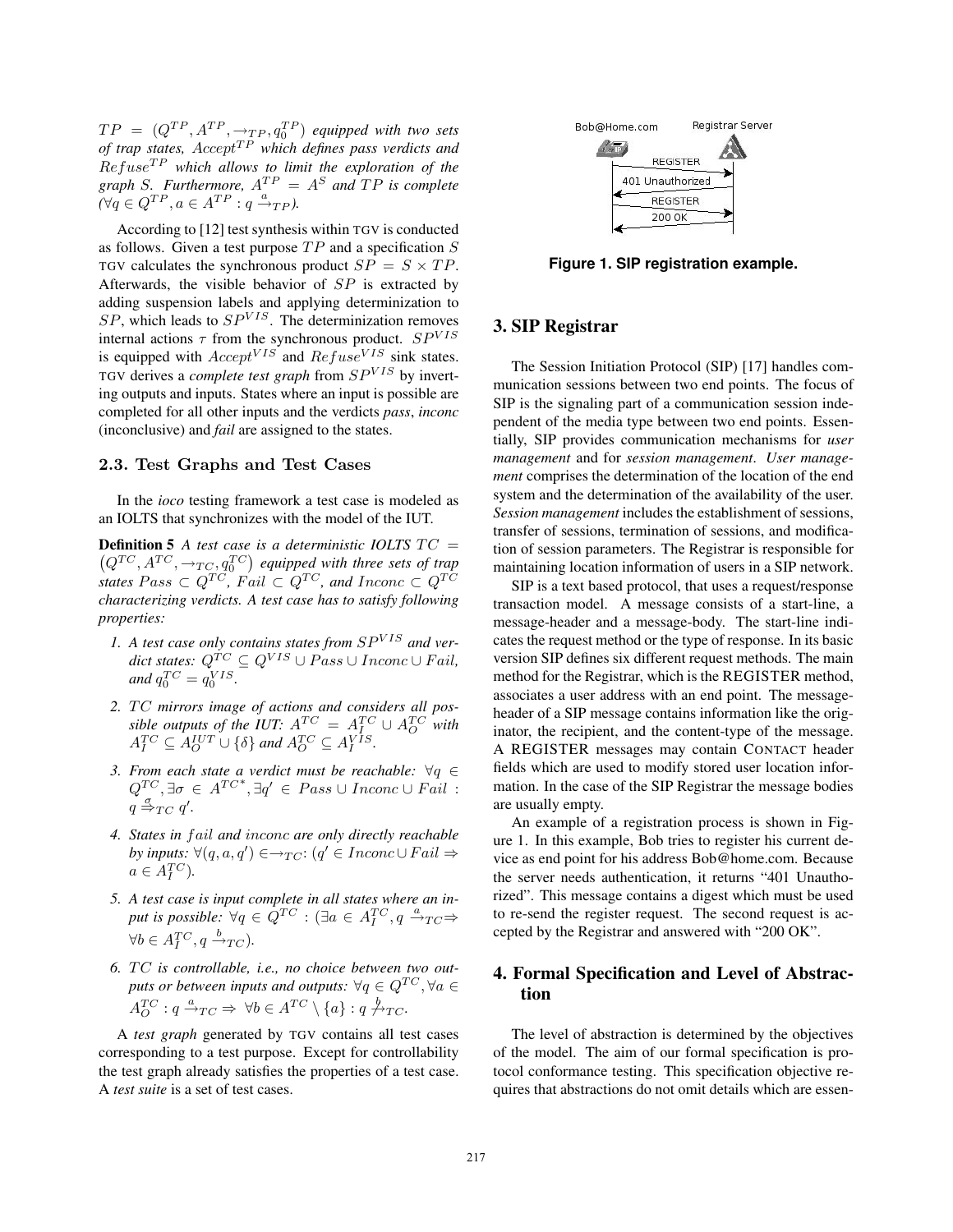$TP = (Q^{TP}, A^{TP}, \rightarrow_{TP}, q_0^{TP})$ *equipped with two sets of trap states,* $Accept^{TP}$ *which defines pass verdicts and* $Refuse^{TP}$ *which allows to limit the exploration of the graph* $S$*. Furthermore,* $A^{TP} = A^S$ *and* $TP$ *is complete (*$\forall q \in Q^{TP}, a \in A^{TP} : q \xrightarrow{a}_{TP}$*).*

According to [12] test synthesis within TGV is conducted as follows. Given a test purpose $TP$ and a specification $S$ TGV calculates the synchronous product $SP = S \times TP$. Afterwards, the visible behavior of $SP$ is extracted by adding suspension labels and applying determinization to $SP$, which leads to $SP^{VIS}$. The determinization removes internal actions $\tau$ from the synchronous product. $SP^{VIS}$ is equipped with $Accept^{VIS}$ and $Refuse^{VIS}$ sink states. TGV derives a *complete test graph* from $SP^{VIS}$ by inverting outputs and inputs. States where an input is possible are completed for all other inputs and the verdicts *pass*, *inconc* (inconclusive) and *fail* are assigned to the states.

### 2.3. Test Graphs and Test Cases

In the *ioco* testing framework a test case is modeled as an IOLTS that synchronizes with the model of the IUT.

**Definition 5** *A test case is a deterministic IOLTS* $TC = (Q^{TC}, A^{TC}, \rightarrow_{TC}, q_0^{TC})$ *equipped with three sets of trap states* $Pass \subset Q^{TC}$*,* $Fail \subset Q^{TC}$*, and* $Inconc \subset Q^{TC}$ *characterizing verdicts. A test case has to satisfy following properties:*

1. *A test case only contains states from* $SP^{VIS}$ *and verdict states:* $Q^{TC} \subseteq Q^{VIS} \cup Pass \cup Inconc \cup Fail$*, and* $q_0^{TC} = q_0^{VIS}$*.*
2. $TC$ *mirrors image of actions and considers all possible outputs of the IUT:* $A^{TC} = A_I^{TC} \cup A_O^{TC}$ *with* $A_I^{TC} \subseteq A_O^{IUT} \cup \{\delta\}$ *and* $A_O^{TC} \subseteq A_I^{VIS}$*.*
3. *From each state a verdict must be reachable:* $\forall q \in Q^{TC}, \exists \sigma \in A^{TC^*}, \exists q' \in Pass \cup Inconc \cup Fail : q \overset{\sigma}{\Rightarrow}_{TC} q'$*.*
4. *States in* $fail$ *and* $inconc$ *are only directly reachable by inputs:* $\forall (q, a, q') \in \rightarrow_{TC}$*:* $(q' \in Inconc \cup Fail \Rightarrow a \in A_I^{TC})$*.*
5. *A test case is input complete in all states where an input is possible:* $\forall q \in Q^{TC} : (\exists a \in A_I^{TC}, q \xrightarrow{a}_{TC} \Rightarrow \forall b \in A_I^{TC}, q \xrightarrow{b}_{TC})$*.*
6. $TC$ *is controllable, i.e., no choice between two outputs or between inputs and outputs:* $\forall q \in Q^{TC}, \forall a \in A_O^{TC} : q \xrightarrow{a}_{TC} \Rightarrow \forall b \in A^{TC} \setminus \{a\} : q \not\xrightarrow{b}_{TC}$*.*

A *test graph* generated by TGV contains all test cases corresponding to a test purpose. Except for controllability the test graph already satisfies the properties of a test case. A *test suite* is a set of test cases.

**Figure 1. SIP registration example.**

## 3. SIP Registrar

The Session Initiation Protocol (SIP) [17] handles communication sessions between two end points. The focus of SIP is the signaling part of a communication session independent of the media type between two end points. Essentially, SIP provides communication mechanisms for *user management* and for *session management*. *User management* comprises the determination of the location of the end system and the determination of the availability of the user. *Session management* includes the establishment of sessions, transfer of sessions, termination of sessions, and modification of session parameters. The Registrar is responsible for maintaining location information of users in a SIP network.

SIP is a text based protocol, that uses a request/response transaction model. A message consists of a start-line, a message-header and a message-body. The start-line indicates the request method or the type of response. In its basic version SIP defines six different request methods. The main method for the Registrar, which is the REGISTER method, associates a user address with an end point. The message-header of a SIP message contains information like the originator, the recipient, and the content-type of the message. A REGISTER messages may contain CONTACT header fields which are used to modify stored user location information. In the case of the SIP Registrar the message bodies are usually empty.

An example of a registration process is shown in Figure 1. In this example, Bob tries to register his current device as end point for his address Bob@home.com. Because the server needs authentication, it returns "401 Unauthorized". This message contains a digest which must be used to re-send the register request. The second request is accepted by the Registrar and answered with "200 OK".

## 4. Formal Specification and Level of Abstraction

The level of abstraction is determined by the objectives of the model. The aim of our formal specification is protocol conformance testing. This specification objective requires that abstractions do not omit details which are essen-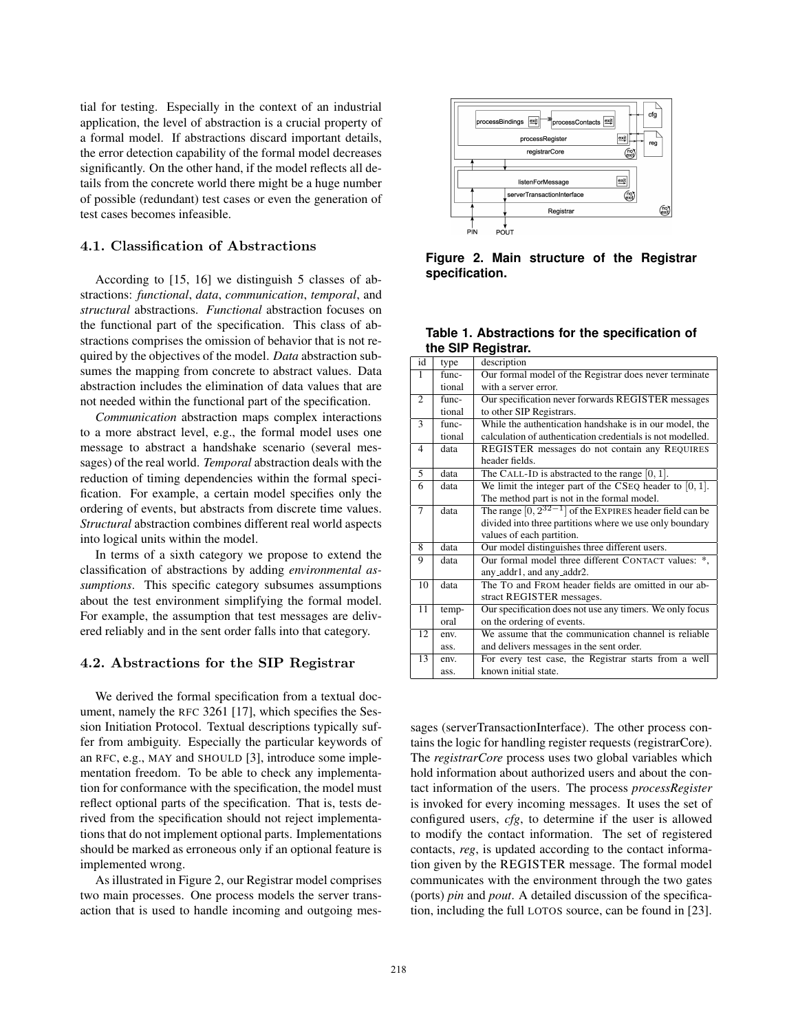tial for testing. Especially in the context of an industrial application, the level of abstraction is a crucial property of a formal model. If abstractions discard important details, the error detection capability of the formal model decreases significantly. On the other hand, if the model reflects all details from the concrete world there might be a huge number of possible (redundant) test cases or even the generation of test cases becomes infeasible.

### 4.1. Classification of Abstractions

According to [15, 16] we distinguish 5 classes of abstractions: *functional*, *data*, *communication*, *temporal*, and *structural* abstractions. *Functional* abstraction focuses on the functional part of the specification. This class of abstractions comprises the omission of behavior that is not required by the objectives of the model. *Data* abstraction subsumes the mapping from concrete to abstract values. Data abstraction includes the elimination of data values that are not needed within the functional part of the specification.

*Communication* abstraction maps complex interactions to a more abstract level, e.g., the formal model uses one message to abstract a handshake scenario (several messages) of the real world. *Temporal* abstraction deals with the reduction of timing dependencies within the formal specification. For example, a certain model specifies only the ordering of events, but abstracts from discrete time values. *Structural* abstraction combines different real world aspects into logical units within the model.

In terms of a sixth category we propose to extend the classification of abstractions by adding *environmental assumptions*. This specific category subsumes assumptions about the test environment simplifying the formal model. For example, the assumption that test messages are delivered reliably and in the sent order falls into that category.

### 4.2. Abstractions for the SIP Registrar

We derived the formal specification from a textual document, namely the RFC 3261 [17], which specifies the Session Initiation Protocol. Textual descriptions typically suffer from ambiguity. Especially the particular keywords of an RFC, e.g., MAY and SHOULD [3], introduce some implementation freedom. To be able to check any implementation for conformance with the specification, the model must reflect optional parts of the specification. That is, tests derived from the specification should not reject implementations that do not implement optional parts. Implementations should be marked as erroneous only if an optional feature is implemented wrong.

As illustrated in Figure 2, our Registrar model comprises two main processes. One process models the server transaction that is used to handle incoming and outgoing messages (serverTransactionInterface). The other process contains the logic for handling register requests (registrarCore). The *registrarCore* process uses two global variables which hold information about authorized users and about the contact information of the users. The process *processRegister* is invoked for every incoming messages. It uses the set of configured users, *cfg*, to determine if the user is allowed to modify the contact information. The set of registered contacts, *reg*, is updated according to the contact information given by the REGISTER message. The formal model communicates with the environment through the two gates (ports) *pin* and *pout*. A detailed discussion of the specification, including the full LOTOS source, can be found in [23].

**Figure 2. Main structure of the Registrar specification.**

**Table 1. Abstractions for the specification of the SIP Registrar.**

| id | type | description |
|---|---|---|
| 1 | functional | Our formal model of the Registrar does never terminate with a server error. |
| 2 | functional | Our specification never forwards REGISTER messages to other SIP Registrars. |
| 3 | functional | While the authentication handshake is in our model, the calculation of authentication credentials is not modelled. |
| 4 | data | REGISTER messages do not contain any REQUIRES header fields. |
| 5 | data | The CALL-ID is abstracted to the range $[0, 1]$. |
| 6 | data | We limit the integer part of the CSEQ header to $[0, 1]$. The method part is not in the formal model. |
| 7 | data | The range $[0, 2^{32-1}]$ of the EXPIRES header field can be divided into three partitions where we use only boundary values of each partition. |
| 8 | data | Our model distinguishes three different users. |
| 9 | data | Our formal model three different CONTACT values: *, any_addr1, and any_addr2. |
| 10 | data | The TO and FROM header fields are omitted in our abstract REGISTER messages. |
| 11 | temporal | Our specification does not use any timers. We only focus on the ordering of events. |
| 12 | env. ass. | We assume that the communication channel is reliable and delivers messages in the sent order. |
| 13 | env. ass. | For every test case, the Registrar starts from a well known initial state. |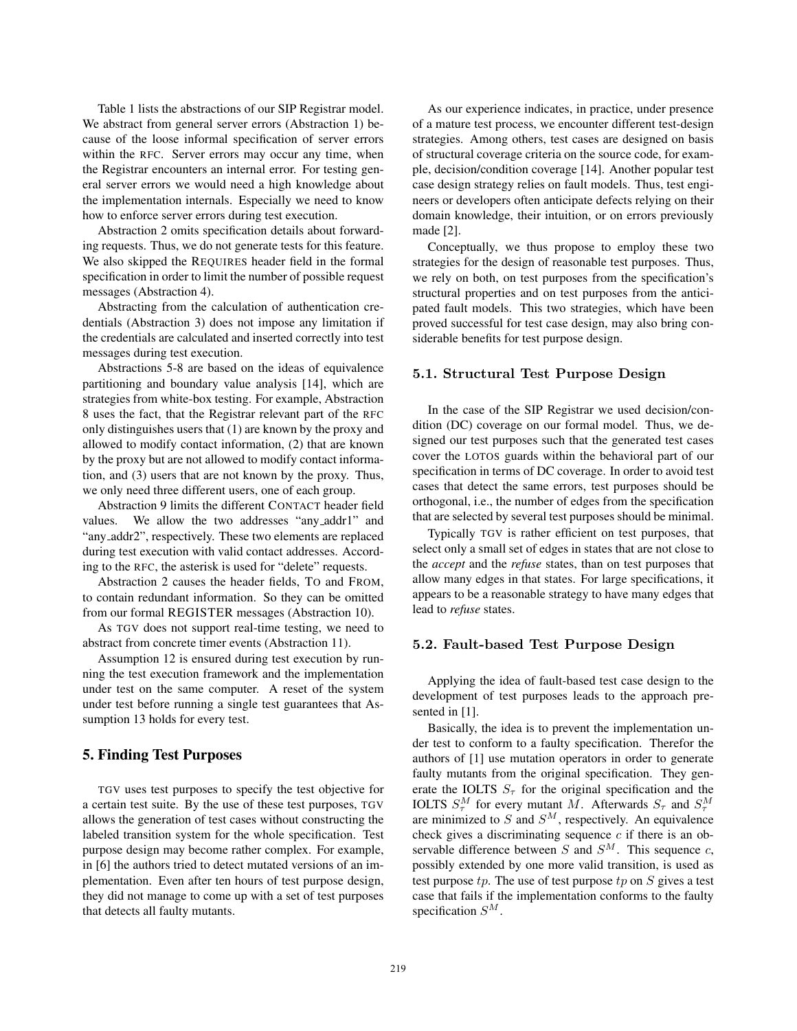Table 1 lists the abstractions of our SIP Registrar model. We abstract from general server errors (Abstraction 1) because of the loose informal specification of server errors within the RFC. Server errors may occur any time, when the Registrar encounters an internal error. For testing general server errors we would need a high knowledge about the implementation internals. Especially we need to know how to enforce server errors during test execution.

Abstraction 2 omits specification details about forwarding requests. Thus, we do not generate tests for this feature. We also skipped the REQUIRES header field in the formal specification in order to limit the number of possible request messages (Abstraction 4).

Abstracting from the calculation of authentication credentials (Abstraction 3) does not impose any limitation if the credentials are calculated and inserted correctly into test messages during test execution.

Abstractions 5-8 are based on the ideas of equivalence partitioning and boundary value analysis [14], which are strategies from white-box testing. For example, Abstraction 8 uses the fact, that the Registrar relevant part of the RFC only distinguishes users that (1) are known by the proxy and allowed to modify contact information, (2) that are known by the proxy but are not allowed to modify contact information, and (3) users that are not known by the proxy. Thus, we only need three different users, one of each group.

Abstraction 9 limits the different CONTACT header field values. We allow the two addresses "any_addr1" and "any_addr2", respectively. These two elements are replaced during test execution with valid contact addresses. According to the RFC, the asterisk is used for "delete" requests.

Abstraction 2 causes the header fields, TO and FROM, to contain redundant information. So they can be omitted from our formal REGISTER messages (Abstraction 10).

As TGV does not support real-time testing, we need to abstract from concrete timer events (Abstraction 11).

Assumption 12 is ensured during test execution by running the test execution framework and the implementation under test on the same computer. A reset of the system under test before running a single test guarantees that Assumption 13 holds for every test.

## 5. Finding Test Purposes

TGV uses test purposes to specify the test objective for a certain test suite. By the use of these test purposes, TGV allows the generation of test cases without constructing the labeled transition system for the whole specification. Test purpose design may become rather complex. For example, in [6] the authors tried to detect mutated versions of an implementation. Even after ten hours of test purpose design, they did not manage to come up with a set of test purposes that detects all faulty mutants.

As our experience indicates, in practice, under presence of a mature test process, we encounter different test-design strategies. Among others, test cases are designed on basis of structural coverage criteria on the source code, for example, decision/condition coverage [14]. Another popular test case design strategy relies on fault models. Thus, test engineers or developers often anticipate defects relying on their domain knowledge, their intuition, or on errors previously made [2].

Conceptually, we thus propose to employ these two strategies for the design of reasonable test purposes. Thus, we rely on both, on test purposes from the specification's structural properties and on test purposes from the anticipated fault models. This two strategies, which have been proved successful for test case design, may also bring considerable benefits for test purpose design.

### 5.1. Structural Test Purpose Design

In the case of the SIP Registrar we used decision/condition (DC) coverage on our formal model. Thus, we designed our test purposes such that the generated test cases cover the LOTOS guards within the behavioral part of our specification in terms of DC coverage. In order to avoid test cases that detect the same errors, test purposes should be orthogonal, i.e., the number of edges from the specification that are selected by several test purposes should be minimal.

Typically TGV is rather efficient on test purposes, that select only a small set of edges in states that are not close to the *accept* and the *refuse* states, than on test purposes that allow many edges in that states. For large specifications, it appears to be a reasonable strategy to have many edges that lead to *refuse* states.

### 5.2. Fault-based Test Purpose Design

Applying the idea of fault-based test case design to the development of test purposes leads to the approach presented in [1].

Basically, the idea is to prevent the implementation under test to conform to a faulty specification. Therefor the authors of [1] use mutation operators in order to generate faulty mutants from the original specification. They generate the IOLTS $S_\tau$ for the original specification and the IOLTS $S_\tau^M$ for every mutant $M$. Afterwards $S_\tau$ and $S_\tau^M$ are minimized to $S$ and $S^M$, respectively. An equivalence check gives a discriminating sequence $c$ if there is an observable difference between $S$ and $S^M$. This sequence $c$, possibly extended by one more valid transition, is used as test purpose $tp$. The use of test purpose $tp$ on $S$ gives a test case that fails if the implementation conforms to the faulty specification $S^M$.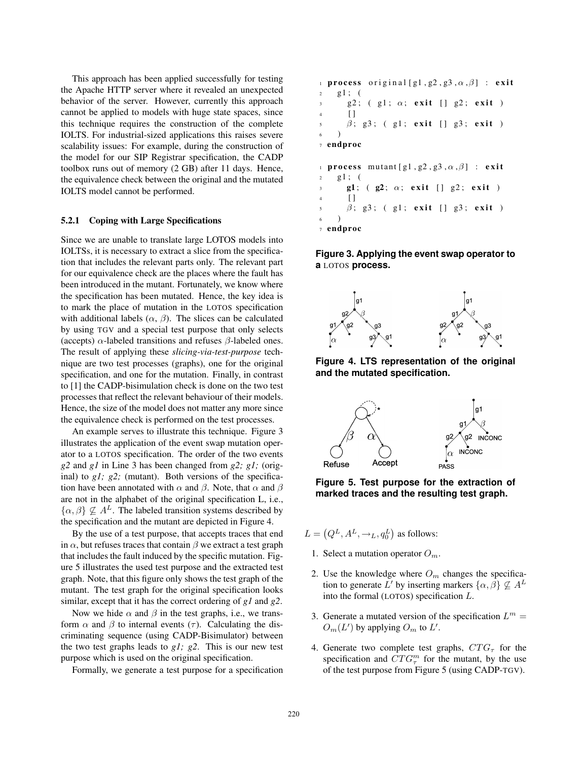This approach has been applied successfully for testing the Apache HTTP server where it revealed an unexpected behavior of the server. However, currently this approach cannot be applied to models with huge state spaces, since this technique requires the construction of the complete IOLTS. For industrial-sized applications this raises severe scalability issues: For example, during the construction of the model for our SIP Registrar specification, the CADP toolbox runs out of memory (2 GB) after 11 days. Hence, the equivalence check between the original and the mutated IOLTS model cannot be performed.

### 5.2.1 Coping with Large Specifications

Since we are unable to translate large LOTOS models into IOLTSs, it is necessary to extract a slice from the specification that includes the relevant parts only. The relevant part for our equivalence check are the places where the fault has been introduced in the mutant. Fortunately, we know where the specification has been mutated. Hence, the key idea is to mark the place of mutation in the LOTOS specification with additional labels ($\alpha$, $\beta$). The slices can be calculated by using TGV and a special test purpose that only selects (accepts) $\alpha$-labeled transitions and refuses $\beta$-labeled ones. The result of applying these *slicing-via-test-purpose* technique are two test processes (graphs), one for the original specification, and one for the mutation. Finally, in contrast to [1] the CADP-bisimulation check is done on the two test processes that reflect the relevant behaviour of their models. Hence, the size of the model does not matter any more since the equivalence check is performed on the test processes.

An example serves to illustrate this technique. Figure 3 illustrates the application of the event swap mutation operator to a LOTOS specification. The order of the two events *g2* and *g1* in Line 3 has been changed from *g2; g1;* (original) to *g1; g2;* (mutant). Both versions of the specification have been annotated with $\alpha$ and $\beta$. Note, that $\alpha$ and $\beta$ are not in the alphabet of the original specification L, i.e., $\{\alpha, \beta\} \not\subseteq A^L$. The labeled transition systems described by the specification and the mutant are depicted in Figure 4.

By the use of a test purpose, that accepts traces that end in $\alpha$, but refuses traces that contain $\beta$ we extract a test graph that includes the fault induced by the specific mutation. Figure 5 illustrates the used test purpose and the extracted test graph. Note, that this figure only shows the test graph of the mutant. The test graph for the original specification looks similar, except that it has the correct ordering of *g1* and *g2*.

Now we hide $\alpha$ and $\beta$ in the test graphs, i.e., we transform $\alpha$ and $\beta$ to internal events ($\tau$). Calculating the discriminating sequence (using CADP-Bisimulator) between the two test graphs leads to *g1; g2*. This is our new test purpose which is used on the original specification.

Formally, we generate a test purpose for a specification

```
1 process original[g1,g2,g3,α,β] : exit
2   g1; (
3     g2; ( g1; α; exit [] g2; exit )
4     []
5     β; g3; ( g1; exit [] g3; exit )
6   )
7 endproc

1 process mutant[g1,g2,g3,α,β] : exit
2   g1; (
3     g1; ( g2; α; exit [] g2; exit )
4     []
5     β; g3; ( g1; exit [] g3; exit )
6   )
7 endproc
```

**Figure 3. Applying the event swap operator to a LOTOS process.**

**Figure 4. LTS representation of the original and the mutated specification.**

**Figure 5. Test purpose for the extraction of marked traces and the resulting test graph.**

$L = (Q^L, A^L, \rightarrow_L, q_0^L)$ as follows:

1. Select a mutation operator $O_m$.
2. Use the knowledge where $O_m$ changes the specification to generate $L'$ by inserting markers $\{\alpha, \beta\} \not\subseteq A^L$ into the formal (LOTOS) specification $L$.
3. Generate a mutated version of the specification $L^m = O_m(L')$ by applying $O_m$ to $L'$.
4. Generate two complete test graphs, $CTG_\tau$ for the specification and $CTG_\tau^m$ for the mutant, by the use of the test purpose from Figure 5 (using CADP-TGV).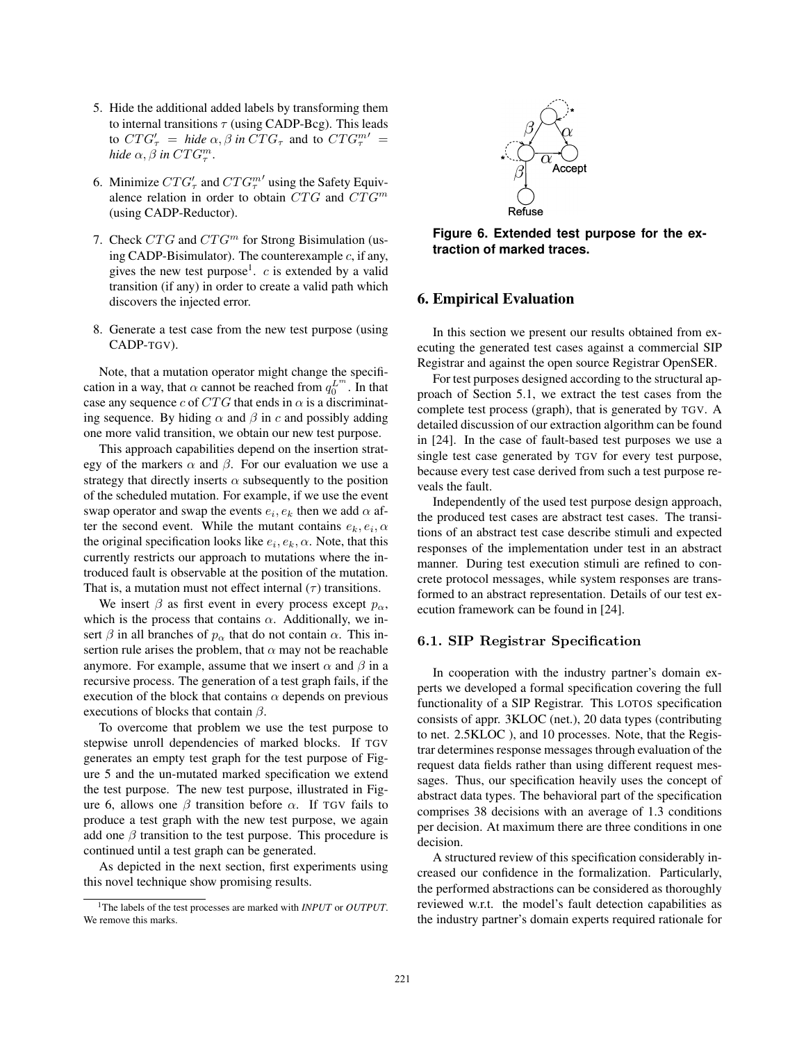5. Hide the additional added labels by transforming them to internal transitions $\tau$ (using CADP-Bcg). This leads to $CTG'_\tau$ = *hide* $\alpha, \beta$ *in* $CTG_\tau$ and to $CTG^{m\prime}_\tau$ = *hide* $\alpha, \beta$ *in* $CTG^m_\tau$.

6. Minimize $CTG'_\tau$ and $CTG^{m\prime}_\tau$ using the Safety Equivalence relation in order to obtain $CTG$ and $CTG^m$ (using CADP-Reductor).

7. Check $CTG$ and $CTG^m$ for Strong Bisimulation (using CADP-Bisimulator). The counterexample $c$, if any, gives the new test purpose[1]. $c$ is extended by a valid transition (if any) in order to create a valid path which discovers the injected error.

8. Generate a test case from the new test purpose (using CADP-TGV).

Note, that a mutation operator might change the specification in a way, that $\alpha$ cannot be reached from $q_0^{L^m}$. In that case any sequence $c$ of $CTG$ that ends in $\alpha$ is a discriminating sequence. By hiding $\alpha$ and $\beta$ in $c$ and possibly adding one more valid transition, we obtain our new test purpose.

This approach capabilities depend on the insertion strategy of the markers $\alpha$ and $\beta$. For our evaluation we use a strategy that directly inserts $\alpha$ subsequently to the position of the scheduled mutation. For example, if we use the event swap operator and swap the events $e_i, e_k$ then we add $\alpha$ after the second event. While the mutant contains $e_k, e_i, \alpha$ the original specification looks like $e_i, e_k, \alpha$. Note, that this currently restricts our approach to mutations where the introduced fault is observable at the position of the mutation. That is, a mutation must not effect internal ($\tau$) transitions.

We insert $\beta$ as first event in every process except $p_\alpha$, which is the process that contains $\alpha$. Additionally, we insert $\beta$ in all branches of $p_\alpha$ that do not contain $\alpha$. This insertion rule arises the problem, that $\alpha$ may not be reachable anymore. For example, assume that we insert $\alpha$ and $\beta$ in a recursive process. The generation of a test graph fails, if the execution of the block that contains $\alpha$ depends on previous executions of blocks that contain $\beta$.

To overcome that problem we use the test purpose to stepwise unroll dependencies of marked blocks. If TGV generates an empty test graph for the test purpose of Figure 5 and the un-mutated marked specification we extend the test purpose. The new test purpose, illustrated in Figure 6, allows one $\beta$ transition before $\alpha$. If TGV fails to produce a test graph with the new test purpose, we again add one $\beta$ transition to the test purpose. This procedure is continued until a test graph can be generated.

As depicted in the next section, first experiments using this novel technique show promising results.

[1]The labels of the test processes are marked with *INPUT* or *OUTPUT*. We remove this marks.

**Figure 6. Extended test purpose for the extraction of marked traces.**

## 6. Empirical Evaluation

In this section we present our results obtained from executing the generated test cases against a commercial SIP Registrar and against the open source Registrar OpenSER.

For test purposes designed according to the structural approach of Section 5.1, we extract the test cases from the complete test process (graph), that is generated by TGV. A detailed discussion of our extraction algorithm can be found in [24]. In the case of fault-based test purposes we use a single test case generated by TGV for every test purpose, because every test case derived from such a test purpose reveals the fault.

Independently of the used test purpose design approach, the produced test cases are abstract test cases. The transitions of an abstract test case describe stimuli and expected responses of the implementation under test in an abstract manner. During test execution stimuli are refined to concrete protocol messages, while system responses are transformed to an abstract representation. Details of our test execution framework can be found in [24].

### 6.1. SIP Registrar Specification

In cooperation with the industry partner's domain experts we developed a formal specification covering the full functionality of a SIP Registrar. This LOTOS specification consists of appr. 3KLOC (net.), 20 data types (contributing to net. 2.5KLOC ), and 10 processes. Note, that the Registrar determines response messages through evaluation of the request data fields rather than using different request messages. Thus, our specification heavily uses the concept of abstract data types. The behavioral part of the specification comprises 38 decisions with an average of 1.3 conditions per decision. At maximum there are three conditions in one decision.

A structured review of this specification considerably increased our confidence in the formalization. Particularly, the performed abstractions can be considered as thoroughly reviewed w.r.t. the model's fault detection capabilities as the industry partner's domain experts required rationale for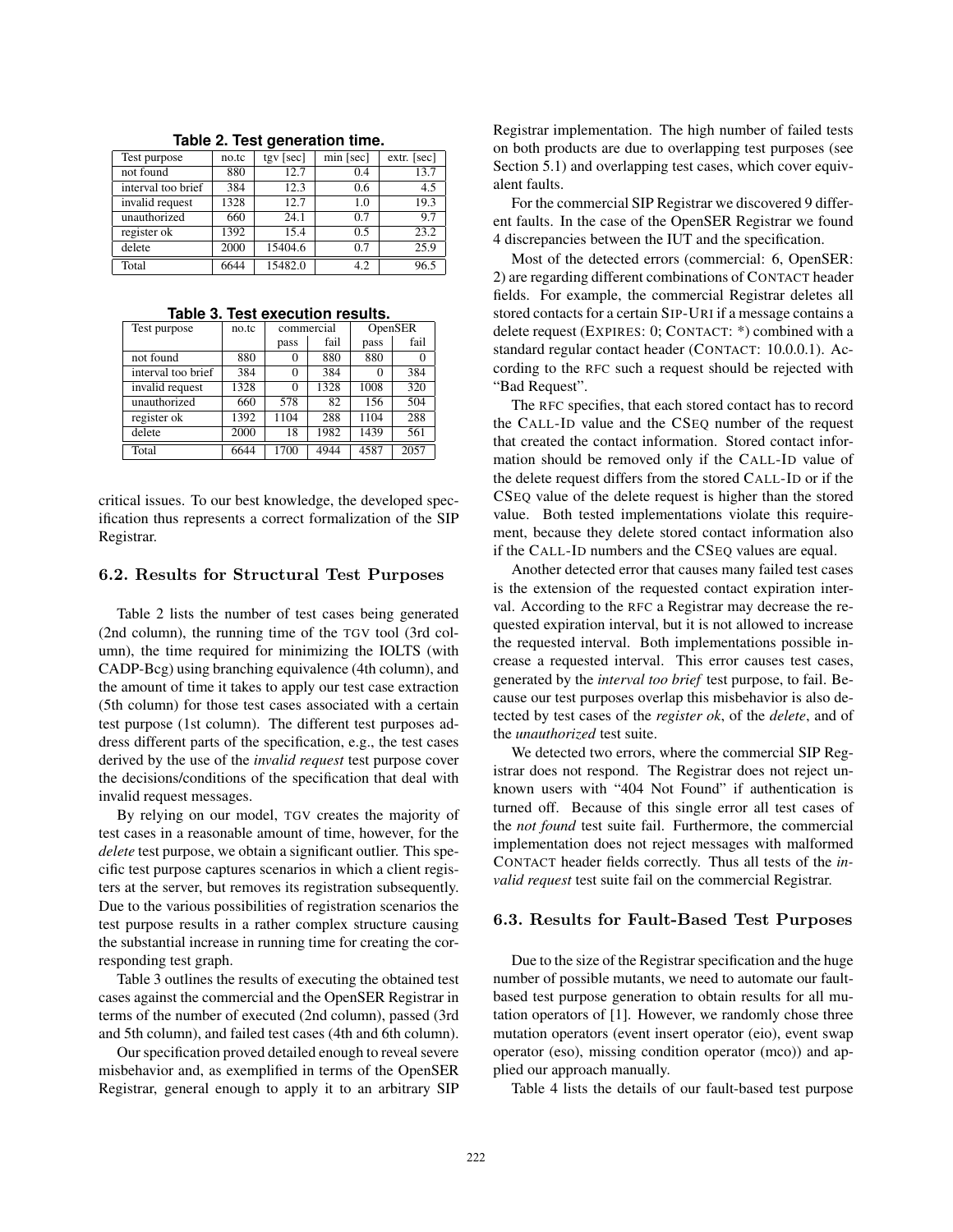**Table 2. Test generation time.**

| Test purpose | no.tc | tgv [sec] | min [sec] | extr. [sec] |
|---|---|---|---|---|
| not found | 880 | 12.7 | 0.4 | 13.7 |
| interval too brief | 384 | 12.3 | 0.6 | 4.5 |
| invalid request | 1328 | 12.7 | 1.0 | 19.3 |
| unauthorized | 660 | 24.1 | 0.7 | 9.7 |
| register ok | 1392 | 15.4 | 0.5 | 23.2 |
| delete | 2000 | 15404.6 | 0.7 | 25.9 |
| Total | 6644 | 15482.0 | 4.2 | 96.5 |

**Table 3. Test execution results.**

| Test purpose | no.tc | commercial | | OpenSER | |
|---|---|---|---|---|---|
| | | pass | fail | pass | fail |
| not found | 880 | 0 | 880 | 880 | 0 |
| interval too brief | 384 | 0 | 384 | 0 | 384 |
| invalid request | 1328 | 0 | 1328 | 1008 | 320 |
| unauthorized | 660 | 578 | 82 | 156 | 504 |
| register ok | 1392 | 1104 | 288 | 1104 | 288 |
| delete | 2000 | 18 | 1982 | 1439 | 561 |
| Total | 6644 | 1700 | 4944 | 4587 | 2057 |

critical issues. To our best knowledge, the developed specification thus represents a correct formalization of the SIP Registrar.

### 6.2. Results for Structural Test Purposes

Table 2 lists the number of test cases being generated (2nd column), the running time of the TGV tool (3rd column), the time required for minimizing the IOLTS (with CADP-Bcg) using branching equivalence (4th column), and the amount of time it takes to apply our test case extraction (5th column) for those test cases associated with a certain test purpose (1st column). The different test purposes address different parts of the specification, e.g., the test cases derived by the use of the *invalid request* test purpose cover the decisions/conditions of the specification that deal with invalid request messages.

By relying on our model, TGV creates the majority of test cases in a reasonable amount of time, however, for the *delete* test purpose, we obtain a significant outlier. This specific test purpose captures scenarios in which a client registers at the server, but removes its registration subsequently. Due to the various possibilities of registration scenarios the test purpose results in a rather complex structure causing the substantial increase in running time for creating the corresponding test graph.

Table 3 outlines the results of executing the obtained test cases against the commercial and the OpenSER Registrar in terms of the number of executed (2nd column), passed (3rd and 5th column), and failed test cases (4th and 6th column).

Our specification proved detailed enough to reveal severe misbehavior and, as exemplified in terms of the OpenSER Registrar, general enough to apply it to an arbitrary SIP Registrar implementation. The high number of failed tests on both products are due to overlapping test purposes (see Section 5.1) and overlapping test cases, which cover equivalent faults.

For the commercial SIP Registrar we discovered 9 different faults. In the case of the OpenSER Registrar we found 4 discrepancies between the IUT and the specification.

Most of the detected errors (commercial: 6, OpenSER: 2) are regarding different combinations of CONTACT header fields. For example, the commercial Registrar deletes all stored contacts for a certain SIP-URI if a message contains a delete request (EXPIRES: 0; CONTACT: *) combined with a standard regular contact header (CONTACT: 10.0.0.1). According to the RFC such a request should be rejected with "Bad Request".

The RFC specifies, that each stored contact has to record the CALL-ID value and the CSEQ number of the request that created the contact information. Stored contact information should be removed only if the CALL-ID value of the delete request differs from the stored CALL-ID or if the CSEQ value of the delete request is higher than the stored value. Both tested implementations violate this requirement, because they delete stored contact information also if the CALL-ID numbers and the CSEQ values are equal.

Another detected error that causes many failed test cases is the extension of the requested contact expiration interval. According to the RFC a Registrar may decrease the requested expiration interval, but it is not allowed to increase the requested interval. Both implementations possible increase a requested interval. This error causes test cases, generated by the *interval too brief* test purpose, to fail. Because our test purposes overlap this misbehavior is also detected by test cases of the *register ok*, of the *delete*, and of the *unauthorized* test suite.

We detected two errors, where the commercial SIP Registrar does not respond. The Registrar does not reject unknown users with "404 Not Found" if authentication is turned off. Because of this single error all test cases of the *not found* test suite fail. Furthermore, the commercial implementation does not reject messages with malformed CONTACT header fields correctly. Thus all tests of the *invalid request* test suite fail on the commercial Registrar.

### 6.3. Results for Fault-Based Test Purposes

Due to the size of the Registrar specification and the huge number of possible mutants, we need to automate our fault-based test purpose generation to obtain results for all mutation operators of [1]. However, we randomly chose three mutation operators (event insert operator (eio), event swap operator (eso), missing condition operator (mco)) and applied our approach manually.

Table 4 lists the details of our fault-based test purpose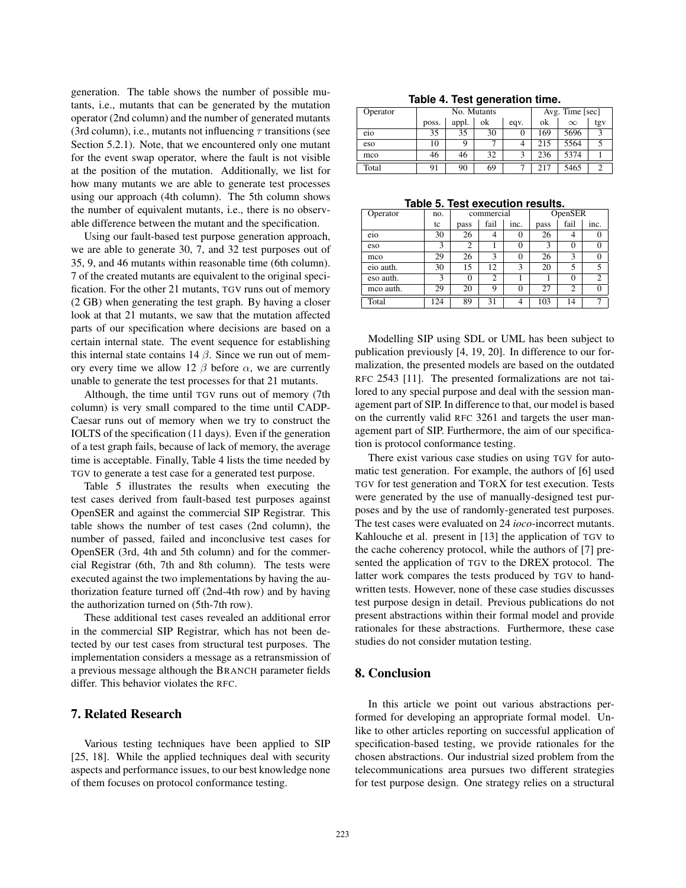generation. The table shows the number of possible mutants, i.e., mutants that can be generated by the mutation operator (2nd column) and the number of generated mutants (3rd column), i.e., mutants not influencing $\tau$ transitions (see Section 5.2.1). Note, that we encountered only one mutant for the event swap operator, where the fault is not visible at the position of the mutation. Additionally, we list for how many mutants we are able to generate test processes using our approach (4th column). The 5th column shows the number of equivalent mutants, i.e., there is no observable difference between the mutant and the specification.

Using our fault-based test purpose generation approach, we are able to generate 30, 7, and 32 test purposes out of 35, 9, and 46 mutants within reasonable time (6th column). 7 of the created mutants are equivalent to the original specification. For the other 21 mutants, TGV runs out of memory (2 GB) when generating the test graph. By having a closer look at that 21 mutants, we saw that the mutation affected parts of our specification where decisions are based on a certain internal state. The event sequence for establishing this internal state contains 14 $\beta$. Since we run out of memory every time we allow 12 $\beta$ before $\alpha$, we are currently unable to generate the test processes for that 21 mutants.

Although, the time until TGV runs out of memory (7th column) is very small compared to the time until CADP-Caesar runs out of memory when we try to construct the IOLTS of the specification (11 days). Even if the generation of a test graph fails, because of lack of memory, the average time is acceptable. Finally, Table 4 lists the time needed by TGV to generate a test case for a generated test purpose.

Table 5 illustrates the results when executing the test cases derived from fault-based test purposes against OpenSER and against the commercial SIP Registrar. This table shows the number of test cases (2nd column), the number of passed, failed and inconclusive test cases for OpenSER (3rd, 4th and 5th column) and for the commercial Registrar (6th, 7th and 8th column). The tests were executed against the two implementations by having the authorization feature turned off (2nd-4th row) and by having the authorization turned on (5th-7th row).

These additional test cases revealed an additional error in the commercial SIP Registrar, which has not been detected by our test cases from structural test purposes. The implementation considers a message as a retransmission of a previous message although the BRANCH parameter fields differ. This behavior violates the RFC.

**Table 4. Test generation time.**

| Operator | No. Mutants | | | | Avg. Time [sec] | | |
|---|---|---|---|---|---|---|---|
| | poss. | appl. | ok | eqv. | ok | $\infty$ | tgv |
| eio | 35 | 35 | 30 | 0 | 169 | 5696 | 3 |
| eso | 10 | 9 | 7 | 4 | 215 | 5564 | 5 |
| mco | 46 | 46 | 32 | 3 | 236 | 5374 | 1 |
| Total | 91 | 90 | 69 | 7 | 217 | 5465 | 2 |

**Table 5. Test execution results.**

| Operator | no. | commercial | | | OpenSER | | |
|---|---|---|---|---|---|---|---|
| | tc | pass | fail | inc. | pass | fail | inc. |
| eio | 30 | 26 | 4 | 0 | 26 | 4 | 0 |
| eso | 3 | 2 | 1 | 0 | 3 | 0 | 0 |
| mco | 29 | 26 | 3 | 0 | 26 | 3 | 0 |
| eio auth. | 30 | 15 | 12 | 3 | 20 | 5 | 5 |
| eso auth. | 3 | 0 | 2 | 1 | 1 | 0 | 2 |
| mco auth. | 29 | 20 | 9 | 0 | 27 | 2 | 0 |
| Total | 124 | 89 | 31 | 4 | 103 | 14 | 7 |

## 7. Related Research

Various testing techniques have been applied to SIP [25, 18]. While the applied techniques deal with security aspects and performance issues, to our best knowledge none of them focuses on protocol conformance testing.

Modelling SIP using SDL or UML has been subject to publication previously [4, 19, 20]. In difference to our formalization, the presented models are based on the outdated RFC 2543 [11]. The presented formalizations are not tailored to any special purpose and deal with the session management part of SIP. In difference to that, our model is based on the currently valid RFC 3261 and targets the user management part of SIP. Furthermore, the aim of our specification is protocol conformance testing.

There exist various case studies on using TGV for automatic test generation. For example, the authors of [6] used TGV for test generation and TORX for test execution. Tests were generated by the use of manually-designed test purposes and by the use of randomly-generated test purposes. The test cases were evaluated on 24 *ioco*-incorrect mutants. Kahlouche et al. present in [13] the application of TGV to the cache coherency protocol, while the authors of [7] presented the application of TGV to the DREX protocol. The latter work compares the tests produced by TGV to handwritten tests. However, none of these case studies discusses test purpose design in detail. Previous publications do not present abstractions within their formal model and provide rationales for these abstractions. Furthermore, these case studies do not consider mutation testing.

## 8. Conclusion

In this article we point out various abstractions performed for developing an appropriate formal model. Unlike to other articles reporting on successful application of specification-based testing, we provide rationales for the chosen abstractions. Our industrial sized problem from the telecommunications area pursues two different strategies for test purpose design. One strategy relies on a structural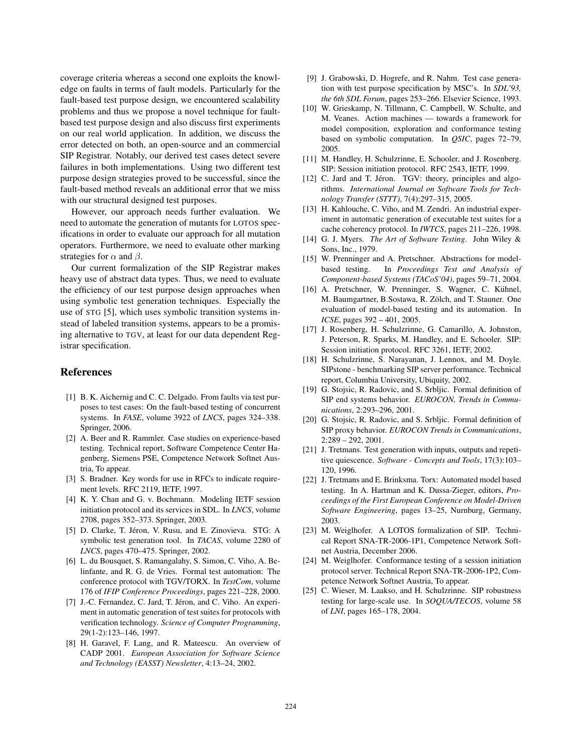coverage criteria whereas a second one exploits the knowledge on faults in terms of fault models. Particularly for the fault-based test purpose design, we encountered scalability problems and thus we propose a novel technique for fault-based test purpose design and also discuss first experiments on our real world application. In addition, we discuss the error detected on both, an open-source and an commercial SIP Registrar. Notably, our derived test cases detect severe failures in both implementations. Using two different test purpose design strategies proved to be successful, since the fault-based method reveals an additional error that we miss with our structural designed test purposes.

However, our approach needs further evaluation. We need to automate the generation of mutants for LOTOS specifications in order to evaluate our approach for all mutation operators. Furthermore, we need to evaluate other marking strategies for $\alpha$ and $\beta$.

Our current formalization of the SIP Registrar makes heavy use of abstract data types. Thus, we need to evaluate the efficiency of our test purpose design approaches when using symbolic test generation techniques. Especially the use of STG [5], which uses symbolic transition systems instead of labeled transition systems, appears to be a promising alternative to TGV, at least for our data dependent Registrar specification.

## References

[1] B. K. Aichernig and C. C. Delgado. From faults via test purposes to test cases: On the fault-based testing of concurrent systems. In *FASE*, volume 3922 of *LNCS*, pages 324–338. Springer, 2006.

[2] A. Beer and R. Rammler. Case studies on experience-based testing. Technical report, Software Competence Center Hagenberg, Siemens PSE, Competence Network Softnet Austria, To appear.

[3] S. Bradner. Key words for use in RFCs to indicate requirement levels. RFC 2119, IETF, 1997.

[4] K. Y. Chan and G. v. Bochmann. Modeling IETF session initiation protocol and its services in SDL. In *LNCS*, volume 2708, pages 352–373. Springer, 2003.

[5] D. Clarke, T. Jéron, V. Rusu, and E. Zinovieva. STG: A symbolic test generation tool. In *TACAS*, volume 2280 of *LNCS*, pages 470–475. Springer, 2002.

[6] L. du Bousquet, S. Ramangalahy, S. Simon, C. Viho, A. Belinfante, and R. G. de Vries. Formal test automation: The conference protocol with TGV/TORX. In *TestCom*, volume 176 of *IFIP Conference Proceedings*, pages 221–228, 2000.

[7] J.-C. Fernandez, C. Jard, T. Jéron, and C. Viho. An experiment in automatic generation of test suites for protocols with verification technology. *Science of Computer Programming*, 29(1-2):123–146, 1997.

[8] H. Garavel, F. Lang, and R. Mateescu. An overview of CADP 2001. *European Association for Software Science and Technology (EASST) Newsletter*, 4:13–24, 2002.

[9] J. Grabowski, D. Hogrefe, and R. Nahm. Test case generation with test purpose specification by MSC's. In *SDL'93, the 6th SDL Forum*, pages 253–266. Elsevier Science, 1993.

[10] W. Grieskamp, N. Tillmann, C. Campbell, W. Schulte, and M. Veanes. Action machines — towards a framework for model composition, exploration and conformance testing based on symbolic computation. In *QSIC*, pages 72–79, 2005.

[11] M. Handley, H. Schulzrinne, E. Schooler, and J. Rosenberg. SIP: Session initiation protocol. RFC 2543, IETF, 1999.

[12] C. Jard and T. Jéron. TGV: theory, principles and algorithms. *International Journal on Software Tools for Technology Transfer (STTT)*, 7(4):297–315, 2005.

[13] H. Kahlouche, C. Viho, and M. Zendri. An industrial experiment in automatic generation of executable test suites for a cache coherency protocol. In *IWTCS*, pages 211–226, 1998.

[14] G. J. Myers. *The Art of Software Testing*. John Wiley & Sons, Inc., 1979.

[15] W. Prenninger and A. Pretschner. Abstractions for model-based testing. In *Proceedings Test and Analysis of Component-based Systems (TACoS'04)*, pages 59–71, 2004.

[16] A. Pretschner, W. Prenninger, S. Wagner, C. Kühnel, M. Baumgartner, B.Sostawa, R. Zölch, and T. Stauner. One evaluation of model-based testing and its automation. In *ICSE*, pages 392 – 401, 2005.

[17] J. Rosenberg, H. Schulzrinne, G. Camarillo, A. Johnston, J. Peterson, R. Sparks, M. Handley, and E. Schooler. SIP: Session initiation protocol. RFC 3261, IETF, 2002.

[18] H. Schulzrinne, S. Narayanan, J. Lennox, and M. Doyle. SIPstone - benchmarking SIP server performance. Technical report, Columbia University, Ubiquity, 2002.

[19] G. Stojsic, R. Radovic, and S. Srbljic. Formal definition of SIP end systems behavior. *EUROCON, Trends in Communications*, 2:293–296, 2001.

[20] G. Stojsic, R. Radovic, and S. Srbljic. Formal definition of SIP proxy behavior. *EUROCON Trends in Communications*, 2:289 – 292, 2001.

[21] J. Tretmans. Test generation with inputs, outputs and repetitive quiescence. *Software - Concepts and Tools*, 17(3):103–120, 1996.

[22] J. Tretmans and E. Brinksma. Torx: Automated model based testing. In A. Hartman and K. Dussa-Zieger, editors, *Proceedings of the First European Conference on Model-Driven Software Engineering*, pages 13–25, Nurnburg, Germany, 2003.

[23] M. Weiglhofer. A LOTOS formalization of SIP. Technical Report SNA-TR-2006-1P1, Competence Network Softnet Austria, December 2006.

[24] M. Weiglhofer. Conformance testing of a session initiation protocol server. Technical Report SNA-TR-2006-1P2, Competence Network Softnet Austria, To appear.

[25] C. Wieser, M. Laakso, and H. Schulzrinne. SIP robustness testing for large-scale use. In *SOQUA/TECOS*, volume 58 of *LNI*, pages 165–178, 2004.